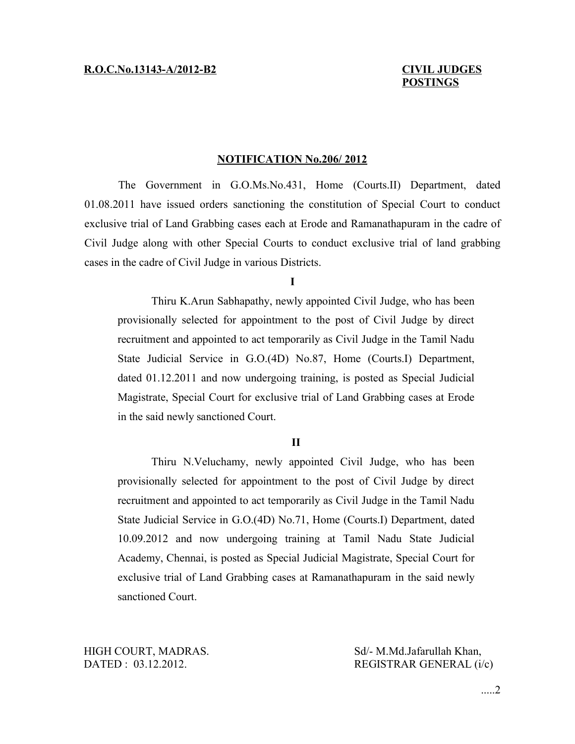**R.O.C.No.13143-A/2012-B2** **CIVIL JUDGES POSTINGS**

## NOTIFICATION No.206/ 2012

The Government in G.O.Ms.No.431, Home (Courts.II) Department, dated 01.08.2011 have issued orders sanctioning the constitution of Special Court to conduct exclusive trial of Land Grabbing cases each at Erode and Ramanathapuram in the cadre of Civil Judge along with other Special Courts to conduct exclusive trial of land grabbing cases in the cadre of Civil Judge in various Districts.

**I**

Thiru K.Arun Sabhapathy, newly appointed Civil Judge, who has been provisionally selected for appointment to the post of Civil Judge by direct recruitment and appointed to act temporarily as Civil Judge in the Tamil Nadu State Judicial Service in G.O.(4D) No.87, Home (Courts.I) Department, dated 01.12.2011 and now undergoing training, is posted as Special Judicial Magistrate, Special Court for exclusive trial of Land Grabbing cases at Erode in the said newly sanctioned Court.

**II**

Thiru N.Veluchamy, newly appointed Civil Judge, who has been provisionally selected for appointment to the post of Civil Judge by direct recruitment and appointed to act temporarily as Civil Judge in the Tamil Nadu State Judicial Service in G.O.(4D) No.71, Home (Courts.I) Department, dated 10.09.2012 and now undergoing training at Tamil Nadu State Judicial Academy, Chennai, is posted as Special Judicial Magistrate, Special Court for exclusive trial of Land Grabbing cases at Ramanathapuram in the said newly sanctioned Court.

HIGH COURT, MADRAS.
DATED : 03.12.2012.

Sd/- M.Md.Jafarullah Khan,
REGISTRAR GENERAL (i/c)

.....2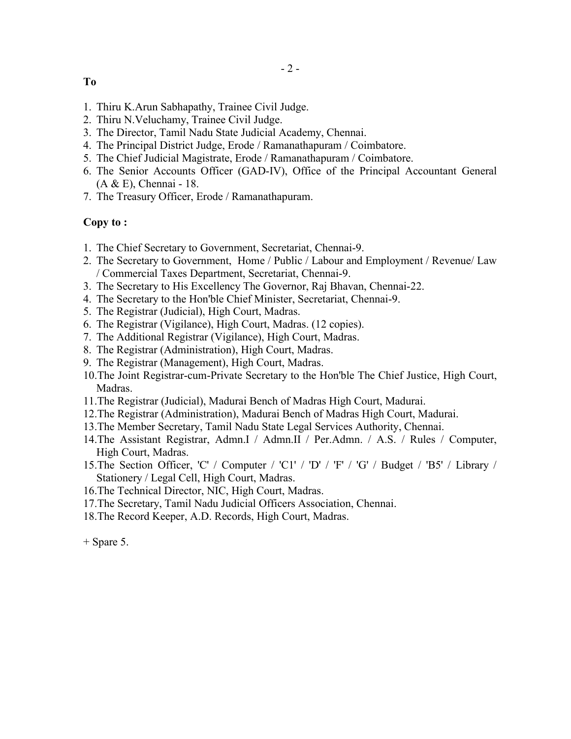**To**

1. Thiru K.Arun Sabhapathy, Trainee Civil Judge.
2. Thiru N.Veluchamy, Trainee Civil Judge.
3. The Director, Tamil Nadu State Judicial Academy, Chennai.
4. The Principal District Judge, Erode / Ramanathapuram / Coimbatore.
5. The Chief Judicial Magistrate, Erode / Ramanathapuram / Coimbatore.
6. The Senior Accounts Officer (GAD-IV), Office of the Principal Accountant General (A & E), Chennai - 18.
7. The Treasury Officer, Erode / Ramanathapuram.

**Copy to :**

1. The Chief Secretary to Government, Secretariat, Chennai-9.
2. The Secretary to Government, Home / Public / Labour and Employment / Revenue/ Law / Commercial Taxes Department, Secretariat, Chennai-9.
3. The Secretary to His Excellency The Governor, Raj Bhavan, Chennai-22.
4. The Secretary to the Hon'ble Chief Minister, Secretariat, Chennai-9.
5. The Registrar (Judicial), High Court, Madras.
6. The Registrar (Vigilance), High Court, Madras. (12 copies).
7. The Additional Registrar (Vigilance), High Court, Madras.
8. The Registrar (Administration), High Court, Madras.
9. The Registrar (Management), High Court, Madras.
10. The Joint Registrar-cum-Private Secretary to the Hon'ble The Chief Justice, High Court, Madras.
11. The Registrar (Judicial), Madurai Bench of Madras High Court, Madurai.
12. The Registrar (Administration), Madurai Bench of Madras High Court, Madurai.
13. The Member Secretary, Tamil Nadu State Legal Services Authority, Chennai.
14. The Assistant Registrar, Admn.I / Admn.II / Per.Admn. / A.S. / Rules / Computer, High Court, Madras.
15. The Section Officer, 'C' / Computer / 'C1' / 'D' / 'F' / 'G' / Budget / 'B5' / Library / Stationery / Legal Cell, High Court, Madras.
16. The Technical Director, NIC, High Court, Madras.
17. The Secretary, Tamil Nadu Judicial Officers Association, Chennai.
18. The Record Keeper, A.D. Records, High Court, Madras.

+ Spare 5.